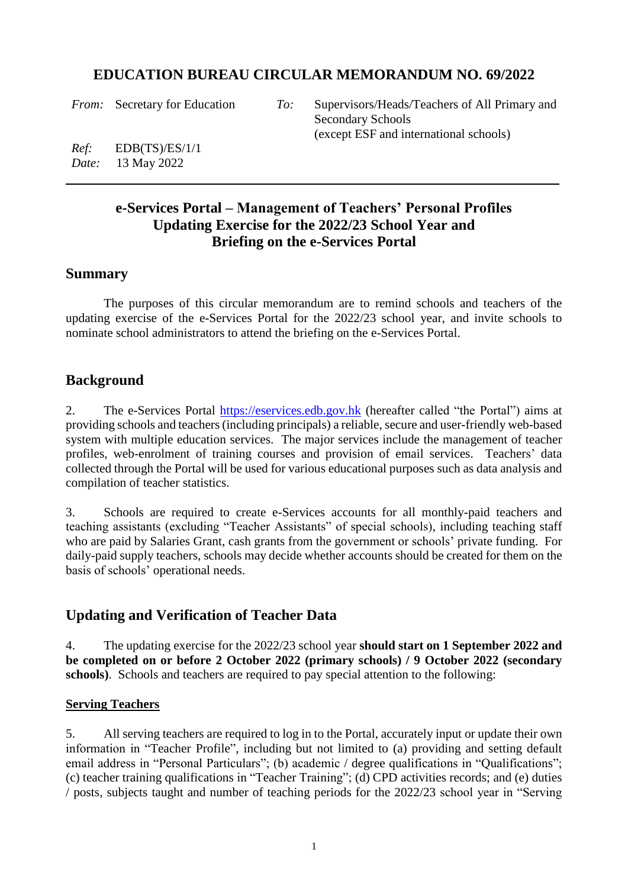# EDUCATION BUREAU CIRCULAR MEMORANDUM NO. 69/2022

*From:* Secretary for Education

*To:* Supervisors/Heads/Teachers of All Primary and Secondary Schools (except ESF and international schools)

*Ref:* EDB(TS)/ES/1/1

*Date:* 13 May 2022

---

## e-Services Portal – Management of Teachers' Personal Profiles Updating Exercise for the 2022/23 School Year and Briefing on the e-Services Portal

## Summary

The purposes of this circular memorandum are to remind schools and teachers of the updating exercise of the e-Services Portal for the 2022/23 school year, and invite schools to nominate school administrators to attend the briefing on the e-Services Portal.

## Background

2. The e-Services Portal https://eservices.edb.gov.hk (hereafter called "the Portal") aims at providing schools and teachers (including principals) a reliable, secure and user-friendly web-based system with multiple education services. The major services include the management of teacher profiles, web-enrolment of training courses and provision of email services. Teachers' data collected through the Portal will be used for various educational purposes such as data analysis and compilation of teacher statistics.

3. Schools are required to create e-Services accounts for all monthly-paid teachers and teaching assistants (excluding "Teacher Assistants" of special schools), including teaching staff who are paid by Salaries Grant, cash grants from the government or schools' private funding. For daily-paid supply teachers, schools may decide whether accounts should be created for them on the basis of schools' operational needs.

## Updating and Verification of Teacher Data

4. The updating exercise for the 2022/23 school year **should start on 1 September 2022 and be completed on or before 2 October 2022 (primary schools) / 9 October 2022 (secondary schools)**. Schools and teachers are required to pay special attention to the following:

**Serving Teachers**

5. All serving teachers are required to log in to the Portal, accurately input or update their own information in "Teacher Profile", including but not limited to (a) providing and setting default email address in "Personal Particulars"; (b) academic / degree qualifications in "Qualifications"; (c) teacher training qualifications in "Teacher Training"; (d) CPD activities records; and (e) duties / posts, subjects taught and number of teaching periods for the 2022/23 school year in "Serving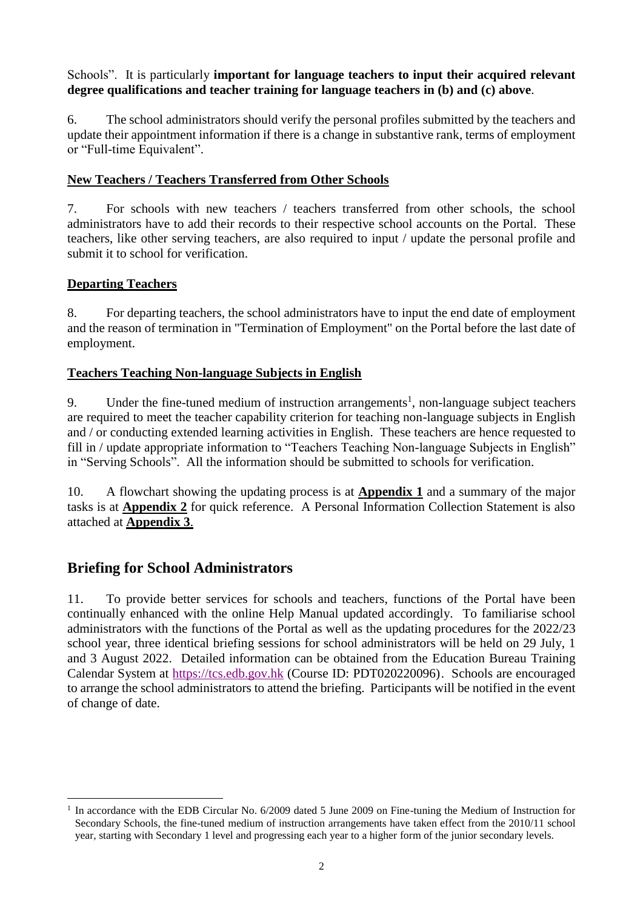Schools". It is particularly **important for language teachers to input their acquired relevant degree qualifications and teacher training for language teachers in (b) and (c) above**.

6. The school administrators should verify the personal profiles submitted by the teachers and update their appointment information if there is a change in substantive rank, terms of employment or "Full-time Equivalent".

**New Teachers / Teachers Transferred from Other Schools**

7. For schools with new teachers / teachers transferred from other schools, the school administrators have to add their records to their respective school accounts on the Portal. These teachers, like other serving teachers, are also required to input / update the personal profile and submit it to school for verification.

**Departing Teachers**

8. For departing teachers, the school administrators have to input the end date of employment and the reason of termination in "Termination of Employment" on the Portal before the last date of employment.

**Teachers Teaching Non-language Subjects in English**

9. Under the fine-tuned medium of instruction arrangements[1], non-language subject teachers are required to meet the teacher capability criterion for teaching non-language subjects in English and / or conducting extended learning activities in English. These teachers are hence requested to fill in / update appropriate information to "Teachers Teaching Non-language Subjects in English" in "Serving Schools". All the information should be submitted to schools for verification.

10. A flowchart showing the updating process is at **Appendix 1** and a summary of the major tasks is at **Appendix 2** for quick reference. A Personal Information Collection Statement is also attached at **Appendix 3**.

## Briefing for School Administrators

11. To provide better services for schools and teachers, functions of the Portal have been continually enhanced with the online Help Manual updated accordingly. To familiarise school administrators with the functions of the Portal as well as the updating procedures for the 2022/23 school year, three identical briefing sessions for school administrators will be held on 29 July, 1 and 3 August 2022. Detailed information can be obtained from the Education Bureau Training Calendar System at https://tcs.edb.gov.hk (Course ID: PDT020220096). Schools are encouraged to arrange the school administrators to attend the briefing. Participants will be notified in the event of change of date.

[1] In accordance with the EDB Circular No. 6/2009 dated 5 June 2009 on Fine-tuning the Medium of Instruction for Secondary Schools, the fine-tuned medium of instruction arrangements have taken effect from the 2010/11 school year, starting with Secondary 1 level and progressing each year to a higher form of the junior secondary levels.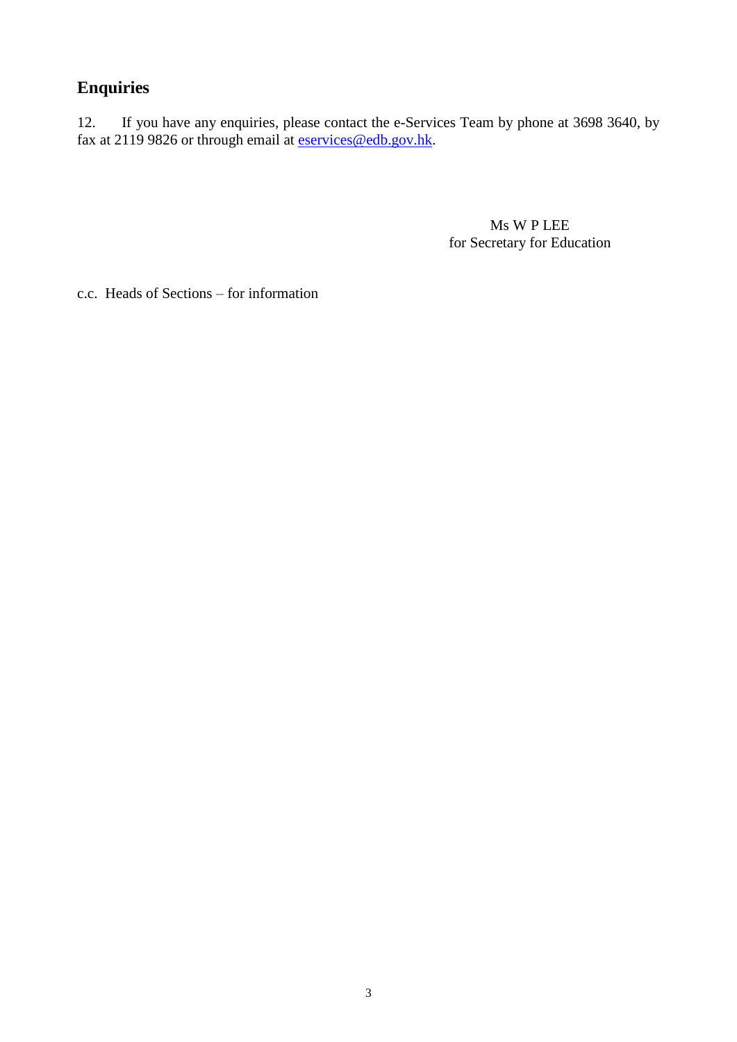## Enquiries

12. If you have any enquiries, please contact the e-Services Team by phone at 3698 3640, by fax at 2119 9826 or through email at eservices@edb.gov.hk.

Ms W P LEE  
for Secretary for Education

c.c. Heads of Sections – for information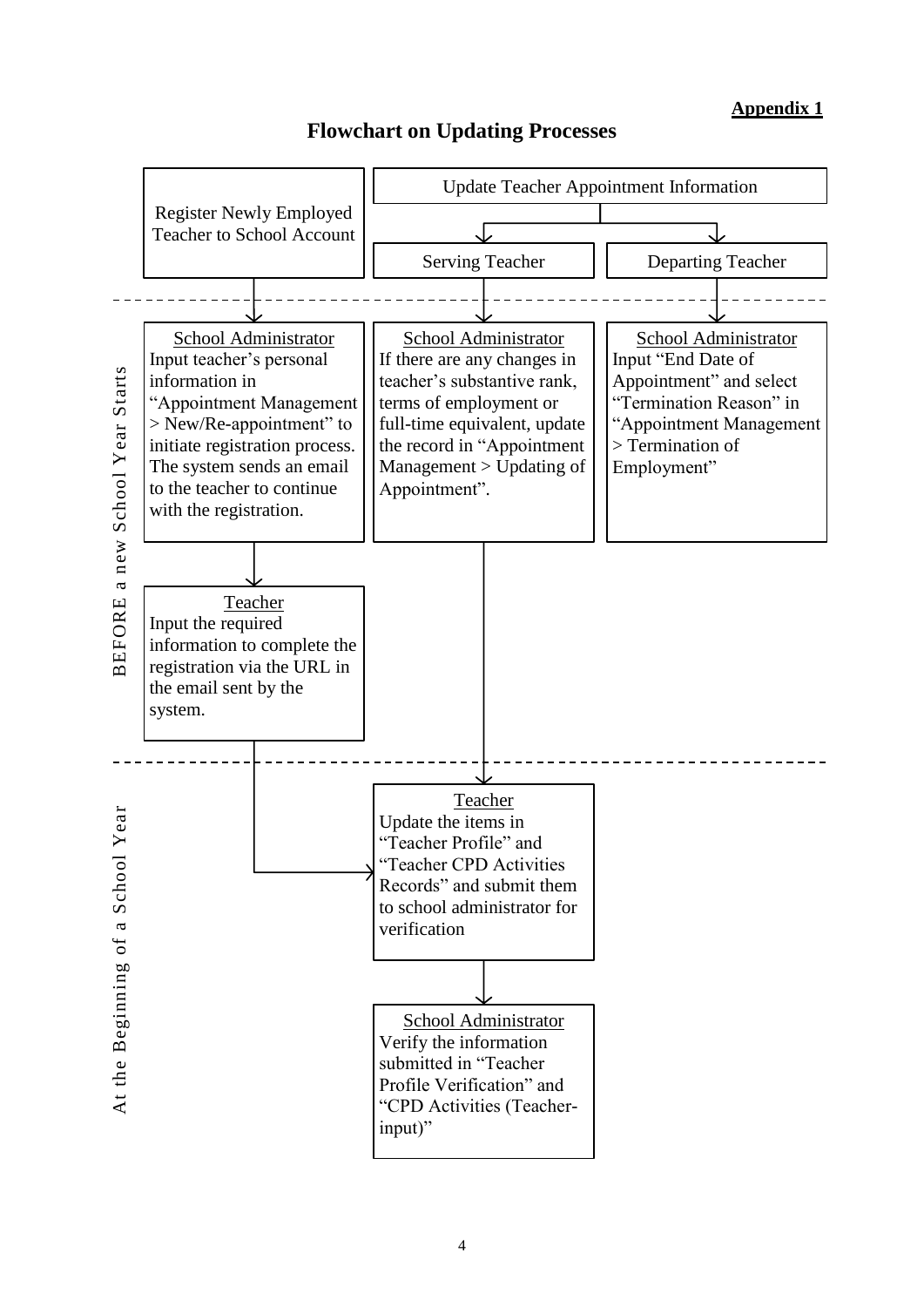**Appendix 1**

# Flowchart on Updating Processes

## BEFORE a new School Year Starts

**Register Newly Employed Teacher to School Account**

School Administrator
Input teacher's personal information in "Appointment Management > New/Re-appointment" to initiate registration process. The system sends an email to the teacher to continue with the registration.

↓

Teacher
Input the required information to complete the registration via the URL in the email sent by the system.

**Update Teacher Appointment Information**

- **Serving Teacher**

  School Administrator
  If there are any changes in teacher's substantive rank, terms of employment or full-time equivalent, update the record in "Appointment Management > Updating of Appointment".

- **Departing Teacher**

  School Administrator
  Input "End Date of Appointment" and select "Termination Reason" in "Appointment Management > Termination of Employment"

## At the Beginning of a School Year

Teacher
Update the items in "Teacher Profile" and "Teacher CPD Activities Records" and submit them to school administrator for verification

↓

School Administrator
Verify the information submitted in "Teacher Profile Verification" and "CPD Activities (Teacher-input)"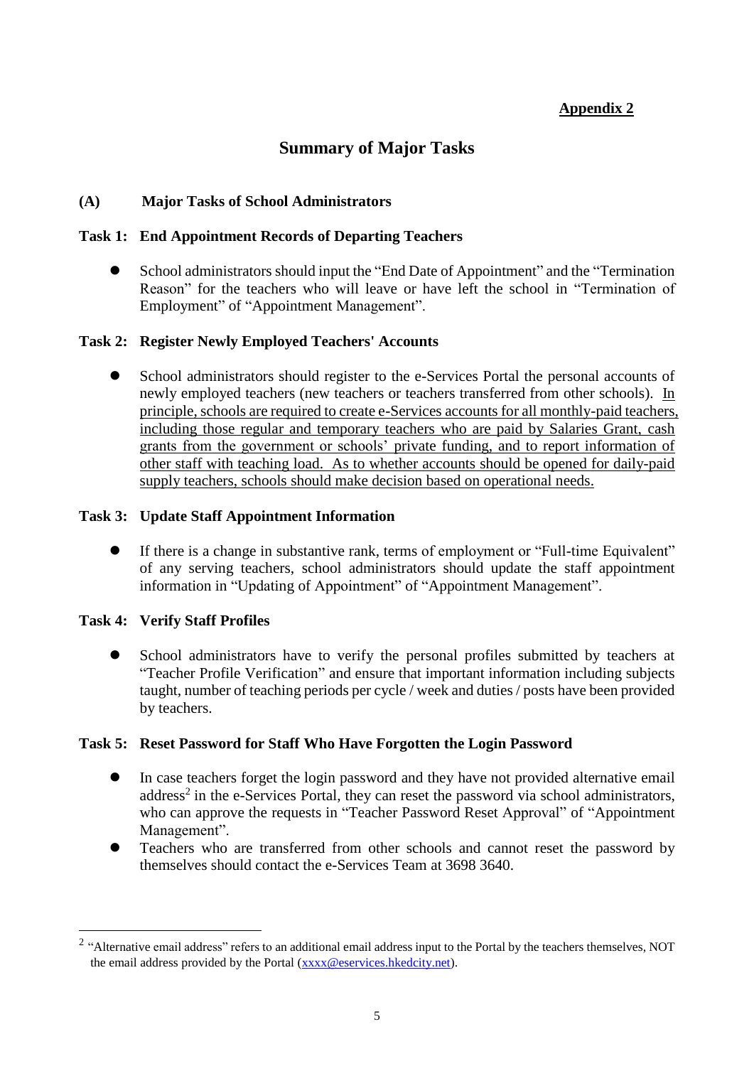**Appendix 2**

# Summary of Major Tasks

## (A) Major Tasks of School Administrators

### Task 1: End Appointment Records of Departing Teachers

- School administrators should input the "End Date of Appointment" and the "Termination Reason" for the teachers who will leave or have left the school in "Termination of Employment" of "Appointment Management".

### Task 2: Register Newly Employed Teachers' Accounts

- School administrators should register to the e-Services Portal the personal accounts of newly employed teachers (new teachers or teachers transferred from other schools). <u>In principle, schools are required to create e-Services accounts for all monthly-paid teachers, including those regular and temporary teachers who are paid by Salaries Grant, cash grants from the government or schools' private funding, and to report information of other staff with teaching load. As to whether accounts should be opened for daily-paid supply teachers, schools should make decision based on operational needs.</u>

### Task 3: Update Staff Appointment Information

- If there is a change in substantive rank, terms of employment or "Full-time Equivalent" of any serving teachers, school administrators should update the staff appointment information in "Updating of Appointment" of "Appointment Management".

### Task 4: Verify Staff Profiles

- School administrators have to verify the personal profiles submitted by teachers at "Teacher Profile Verification" and ensure that important information including subjects taught, number of teaching periods per cycle / week and duties / posts have been provided by teachers.

### Task 5: Reset Password for Staff Who Have Forgotten the Login Password

- In case teachers forget the login password and they have not provided alternative email address[2] in the e-Services Portal, they can reset the password via school administrators, who can approve the requests in "Teacher Password Reset Approval" of "Appointment Management".
- Teachers who are transferred from other schools and cannot reset the password by themselves should contact the e-Services Team at 3698 3640.

---

[2] "Alternative email address" refers to an additional email address input to the Portal by the teachers themselves, NOT the email address provided by the Portal (xxxx@eservices.hkedcity.net).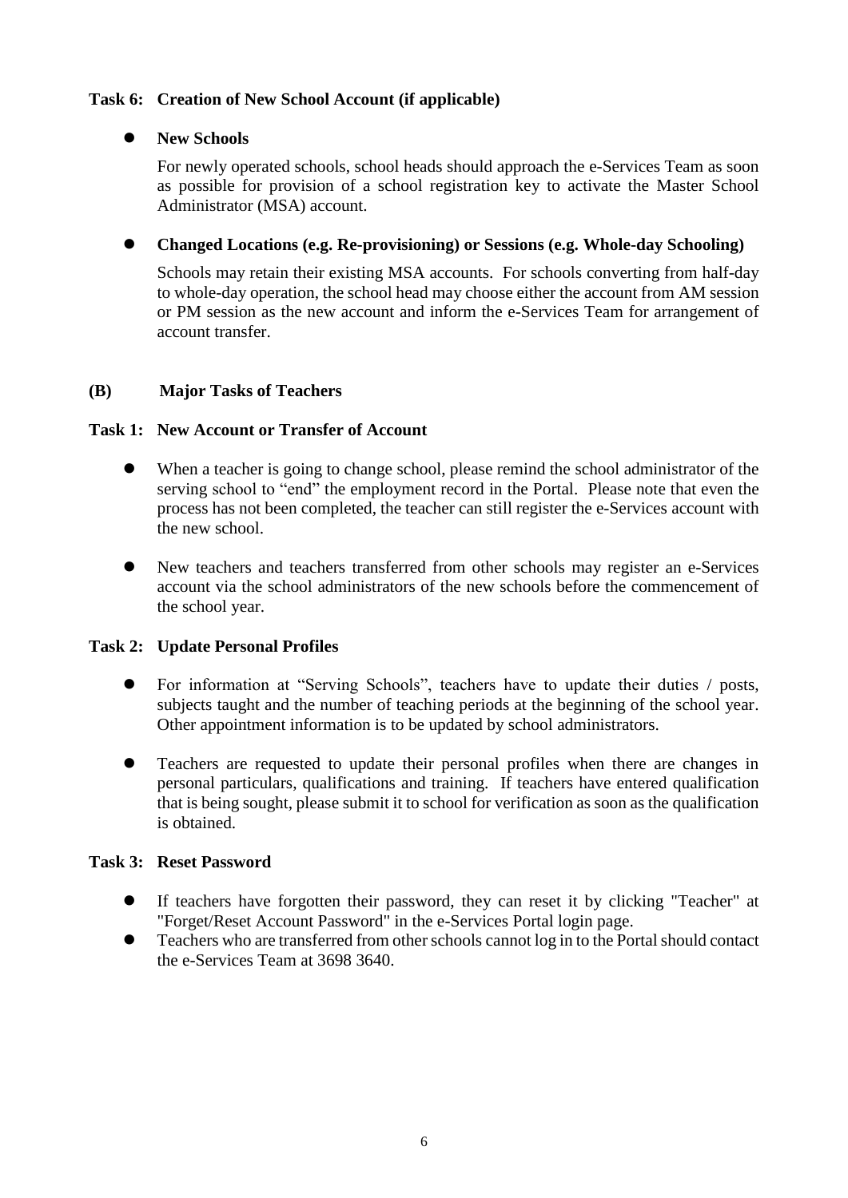### Task 6: Creation of New School Account (if applicable)

- **New Schools**

  For newly operated schools, school heads should approach the e-Services Team as soon as possible for provision of a school registration key to activate the Master School Administrator (MSA) account.

- **Changed Locations (e.g. Re-provisioning) or Sessions (e.g. Whole-day Schooling)**

  Schools may retain their existing MSA accounts. For schools converting from half-day to whole-day operation, the school head may choose either the account from AM session or PM session as the new account and inform the e-Services Team for arrangement of account transfer.

## (B) Major Tasks of Teachers

### Task 1: New Account or Transfer of Account

- When a teacher is going to change school, please remind the school administrator of the serving school to "end" the employment record in the Portal. Please note that even the process has not been completed, the teacher can still register the e-Services account with the new school.
- New teachers and teachers transferred from other schools may register an e-Services account via the school administrators of the new schools before the commencement of the school year.

### Task 2: Update Personal Profiles

- For information at "Serving Schools", teachers have to update their duties / posts, subjects taught and the number of teaching periods at the beginning of the school year. Other appointment information is to be updated by school administrators.
- Teachers are requested to update their personal profiles when there are changes in personal particulars, qualifications and training. If teachers have entered qualification that is being sought, please submit it to school for verification as soon as the qualification is obtained.

### Task 3: Reset Password

- If teachers have forgotten their password, they can reset it by clicking "Teacher" at "Forget/Reset Account Password" in the e-Services Portal login page.
- Teachers who are transferred from other schools cannot log in to the Portal should contact the e-Services Team at 3698 3640.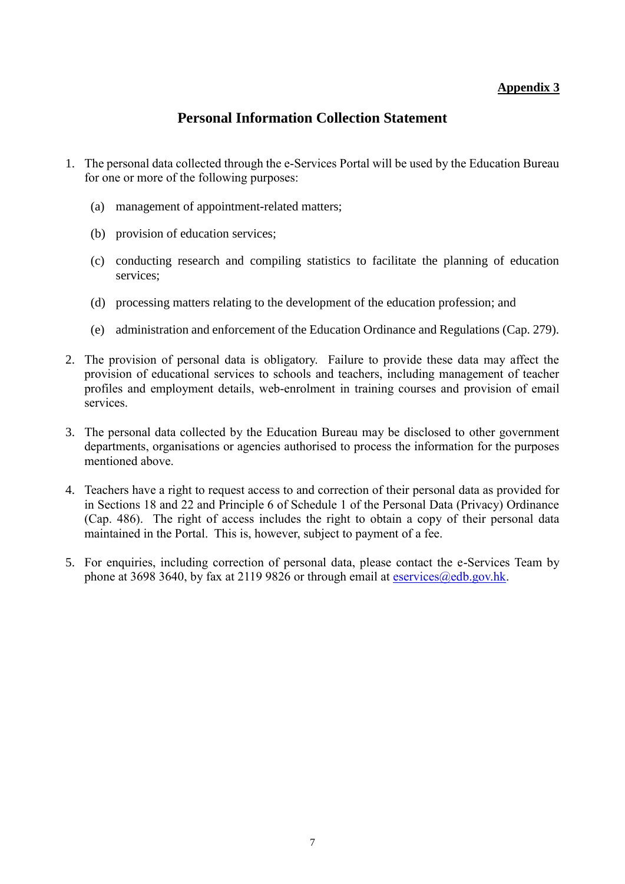**Appendix 3**

# Personal Information Collection Statement

1. The personal data collected through the e-Services Portal will be used by the Education Bureau for one or more of the following purposes:

   (a) management of appointment-related matters;

   (b) provision of education services;

   (c) conducting research and compiling statistics to facilitate the planning of education services;

   (d) processing matters relating to the development of the education profession; and

   (e) administration and enforcement of the Education Ordinance and Regulations (Cap. 279).

2. The provision of personal data is obligatory. Failure to provide these data may affect the provision of educational services to schools and teachers, including management of teacher profiles and employment details, web-enrolment in training courses and provision of email services.

3. The personal data collected by the Education Bureau may be disclosed to other government departments, organisations or agencies authorised to process the information for the purposes mentioned above.

4. Teachers have a right to request access to and correction of their personal data as provided for in Sections 18 and 22 and Principle 6 of Schedule 1 of the Personal Data (Privacy) Ordinance (Cap. 486). The right of access includes the right to obtain a copy of their personal data maintained in the Portal. This is, however, subject to payment of a fee.

5. For enquiries, including correction of personal data, please contact the e-Services Team by phone at 3698 3640, by fax at 2119 9826 or through email at eservices@edb.gov.hk.